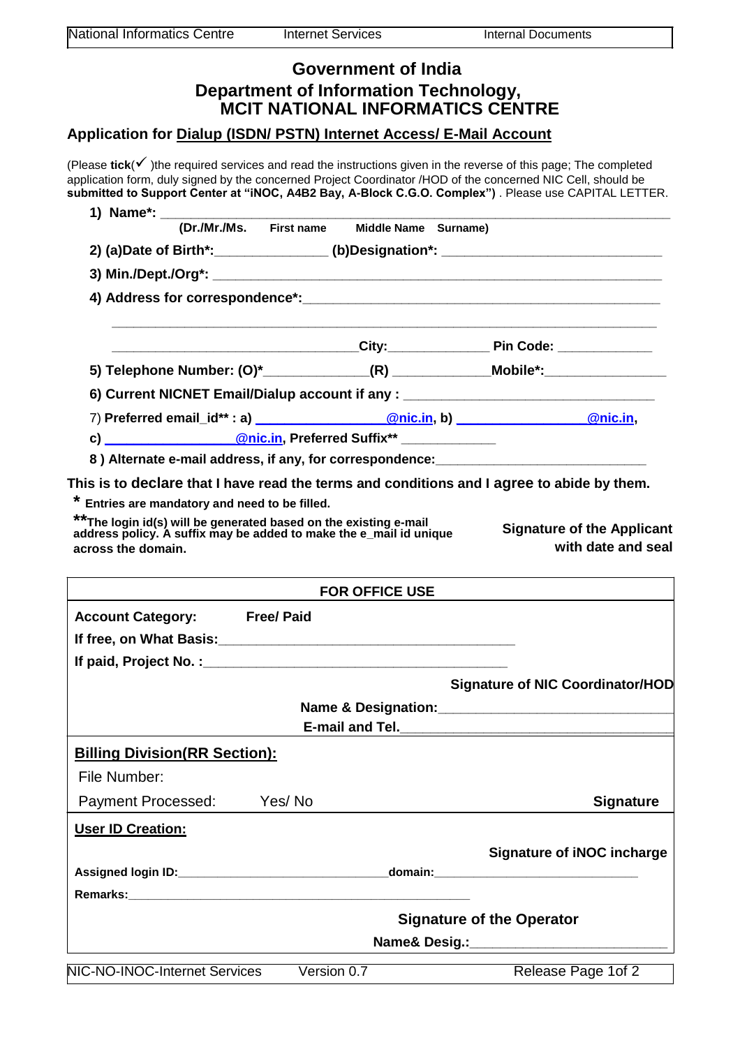# Government of India

## Department of Information Technology, MCIT NATIONAL INFORMATICS CENTRE

### Application for Dialup (ISDN/ PSTN) Internet Access/ E-Mail Account

(Please **tick**(✓ )the required services and read the instructions given in the reverse of this page; The completed application form, duly signed by the concerned Project Coordinator /HOD of the concerned NIC Cell, should be **submitted to Support Center at "iNOC, A4B2 Bay, A-Block C.G.O. Complex")** . Please use CAPITAL LETTER.

1) **Name*:** ______________________________________________

**(Dr./Mr./Ms. First name Middle Name Surname)**

2) **(a)Date of Birth*:**_______________ **(b)Designation*:** ______________________________

3) **Min./Dept./Org*:** ______________________________________________

4) **Address for correspondence*:**______________________________________________

______________________________________________

__________________________________**City:**______________ **Pin Code:** _____________

5) **Telephone Number: (O)***______________**(R)** _____________**Mobile*:**________________

6) **Current NICNET Email/Dialup account if any :** __________________________________

7) **Preferred email_id** : a)** _________________@nic.in, **b)** _________________@nic.in,

**c)** _________________@nic.in, **Preferred Suffix**** _____________

8 ) **Alternate e-mail address, if any, for correspondence:**____________________________

**This is to declare that I have read the terms and conditions and I agree to abide by them.**

**\* Entries are mandatory and need to be filled.**

**\*\*The login id(s) will be generated based on the existing e-mail address policy. A suffix may be added to make the e_mail id unique across the domain.**

**Signature of the Applicant with date and seal**

---

**FOR OFFICE USE**

**Account Category:** **Free/ Paid**

**If free, on What Basis:**________________________________________

**If paid, Project No. :**________________________________________

**Signature of NIC Coordinator/HOD**

**Name & Designation:**______________________________

**E-mail and Tel.**__________________________________

**Billing Division(RR Section):**

File Number:

Payment Processed: Yes/ No

**Signature**

**User ID Creation:**

**Signature of iNOC incharge**

**Assigned login ID:**______________________________**domain:**____________________________

**Remarks:**________________________________________________

**Signature of the Operator**

**Name& Desig.:**_________________________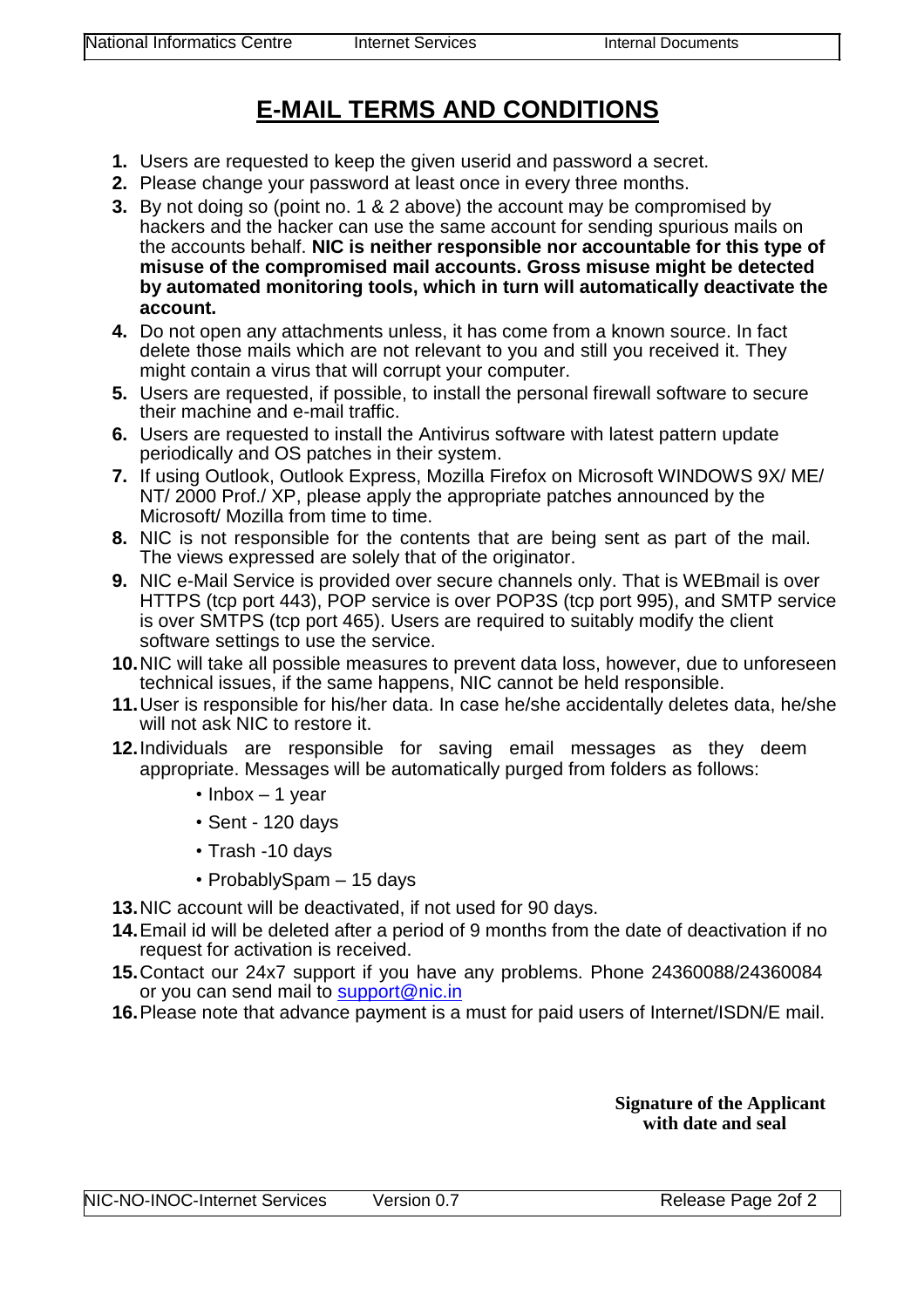# E-MAIL TERMS AND CONDITIONS

1. Users are requested to keep the given userid and password a secret.
2. Please change your password at least once in every three months.
3. By not doing so (point no. 1 & 2 above) the account may be compromised by hackers and the hacker can use the same account for sending spurious mails on the accounts behalf. **NIC is neither responsible nor accountable for this type of misuse of the compromised mail accounts. Gross misuse might be detected by automated monitoring tools, which in turn will automatically deactivate the account.**
4. Do not open any attachments unless, it has come from a known source. In fact delete those mails which are not relevant to you and still you received it. They might contain a virus that will corrupt your computer.
5. Users are requested, if possible, to install the personal firewall software to secure their machine and e-mail traffic.
6. Users are requested to install the Antivirus software with latest pattern update periodically and OS patches in their system.
7. If using Outlook, Outlook Express, Mozilla Firefox on Microsoft WINDOWS 9X/ ME/ NT/ 2000 Prof./ XP, please apply the appropriate patches announced by the Microsoft/ Mozilla from time to time.
8. NIC is not responsible for the contents that are being sent as part of the mail. The views expressed are solely that of the originator.
9. NIC e-Mail Service is provided over secure channels only. That is WEBmail is over HTTPS (tcp port 443), POP service is over POP3S (tcp port 995), and SMTP service is over SMTPS (tcp port 465). Users are required to suitably modify the client software settings to use the service.
10. NIC will take all possible measures to prevent data loss, however, due to unforeseen technical issues, if the same happens, NIC cannot be held responsible.
11. User is responsible for his/her data. In case he/she accidentally deletes data, he/she will not ask NIC to restore it.
12. Individuals are responsible for saving email messages as they deem appropriate. Messages will be automatically purged from folders as follows:
    - Inbox – 1 year
    - Sent - 120 days
    - Trash -10 days
    - ProbablySpam – 15 days
13. NIC account will be deactivated, if not used for 90 days.
14. Email id will be deleted after a period of 9 months from the date of deactivation if no request for activation is received.
15. Contact our 24x7 support if you have any problems. Phone 24360088/24360084 or you can send mail to support@nic.in
16. Please note that advance payment is a must for paid users of Internet/ISDN/E mail.

**Signature of the Applicant with date and seal**